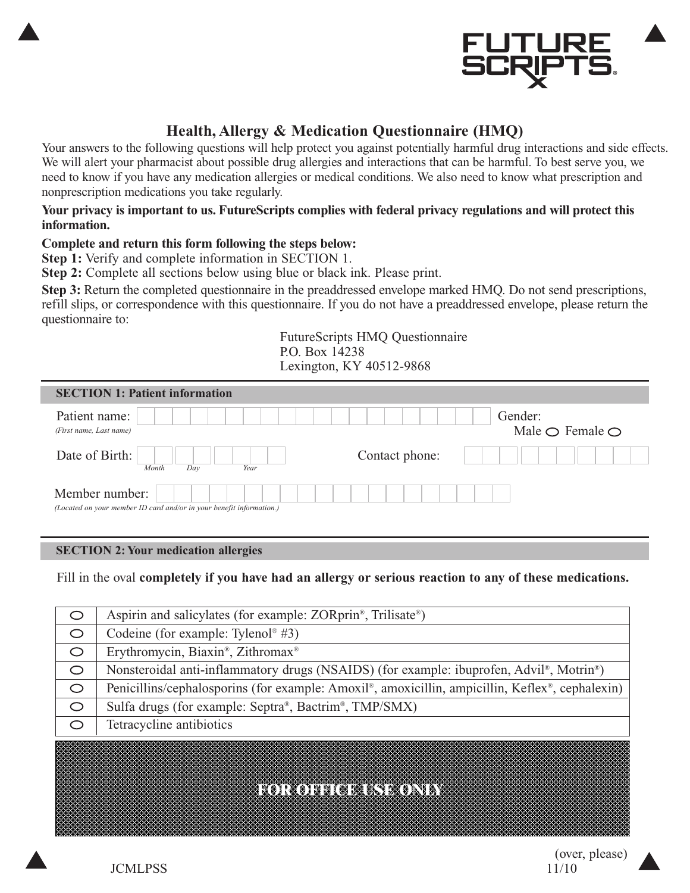FUTURE SCRIPTS®

# Health, Allergy & Medication Questionnaire (HMQ)

Your answers to the following questions will help protect you against potentially harmful drug interactions and side effects. We will alert your pharmacist about possible drug allergies and interactions that can be harmful. To best serve you, we need to know if you have any medication allergies or medical conditions. We also need to know what prescription and nonprescription medications you take regularly.

**Your privacy is important to us. FutureScripts complies with federal privacy regulations and will protect this information.**

**Complete and return this form following the steps below:**

**Step 1:** Verify and complete information in SECTION 1.

**Step 2:** Complete all sections below using blue or black ink. Please print.

**Step 3:** Return the completed questionnaire in the preaddressed envelope marked HMQ. Do not send prescriptions, refill slips, or correspondence with this questionnaire. If you do not have a preaddressed envelope, please return the questionnaire to:

FutureScripts HMQ Questionnaire
P.O. Box 14238
Lexington, KY 40512-9868

## SECTION 1: Patient information

Patient name: ______________________
*(First name, Last name)*

Gender: Male ○ Female ○

Date of Birth: ___ ___ ____
*Month Day Year*

Contact phone: ______________________

Member number: ______________________
*(Located on your member ID card and/or in your benefit information.)*

## SECTION 2: Your medication allergies

Fill in the oval **completely if you have had an allergy or serious reaction to any of these medications.**

| | |
|---|---|
| ○ | Aspirin and salicylates (for example: ZORprin®, Trilisate®) |
| ○ | Codeine (for example: Tylenol® #3) |
| ○ | Erythromycin, Biaxin®, Zithromax® |
| ○ | Nonsteroidal anti-inflammatory drugs (NSAIDS) (for example: ibuprofen, Advil®, Motrin®) |
| ○ | Penicillins/cephalosporins (for example: Amoxil®, amoxicillin, ampicillin, Keflex®, cephalexin) |
| ○ | Sulfa drugs (for example: Septra®, Bactrim®, TMP/SMX) |
| ○ | Tetracycline antibiotics |

FOR OFFICE USE ONLY

(over, please)

JCMLPSS 11/10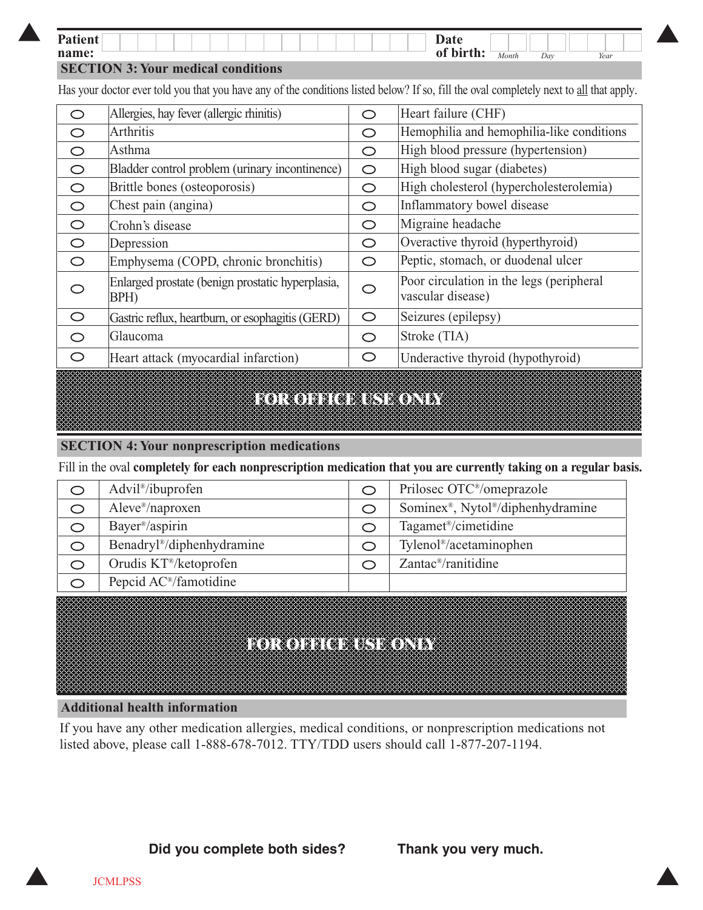**Patient name:** | | **Date of birth:** Month Day Year

## SECTION 3: Your medical conditions

Has your doctor ever told you that you have any of the conditions listed below? If so, fill the oval completely next to all that apply.

| | | | |
|---|---|---|---|
| ⬭ | Allergies, hay fever (allergic rhinitis) | ⬭ | Heart failure (CHF) |
| ⬭ | Arthritis | ⬭ | Hemophilia and hemophilia-like conditions |
| ⬭ | Asthma | ⬭ | High blood pressure (hypertension) |
| ⬭ | Bladder control problem (urinary incontinence) | ⬭ | High blood sugar (diabetes) |
| ⬭ | Brittle bones (osteoporosis) | ⬭ | High cholesterol (hypercholesterolemia) |
| ⬭ | Chest pain (angina) | ⬭ | Inflammatory bowel disease |
| ⬭ | Crohn's disease | ⬭ | Migraine headache |
| ⬭ | Depression | ⬭ | Overactive thyroid (hyperthyroid) |
| ⬭ | Emphysema (COPD, chronic bronchitis) | ⬭ | Peptic, stomach, or duodenal ulcer |
| ⬭ | Enlarged prostate (benign prostatic hyperplasia, BPH) | ⬭ | Poor circulation in the legs (peripheral vascular disease) |
| ⬭ | Gastric reflux, heartburn, or esophagitis (GERD) | ⬭ | Seizures (epilepsy) |
| ⬭ | Glaucoma | ⬭ | Stroke (TIA) |
| ⬭ | Heart attack (myocardial infarction) | ⬭ | Underactive thyroid (hypothyroid) |

FOR OFFICE USE ONLY

## SECTION 4: Your nonprescription medications

Fill in the oval **completely for each nonprescription medication that you are currently taking on a regular basis.**

| | | | |
|---|---|---|---|
| ⬭ | Advil®/ibuprofen | ⬭ | Prilosec OTC®/omeprazole |
| ⬭ | Aleve®/naproxen | ⬭ | Sominex®, Nytol®/diphenhydramine |
| ⬭ | Bayer®/aspirin | ⬭ | Tagamet®/cimetidine |
| ⬭ | Benadryl®/diphenhydramine | ⬭ | Tylenol®/acetaminophen |
| ⬭ | Orudis KT®/ketoprofen | ⬭ | Zantac®/ranitidine |
| ⬭ | Pepcid AC®/famotidine | | |

FOR OFFICE USE ONLY

## Additional health information

If you have any other medication allergies, medical conditions, or nonprescription medications not listed above, please call 1-888-678-7012. TTY/TDD users should call 1-877-207-1194.

**Did you complete both sides?** **Thank you very much.**

JCMLPSS